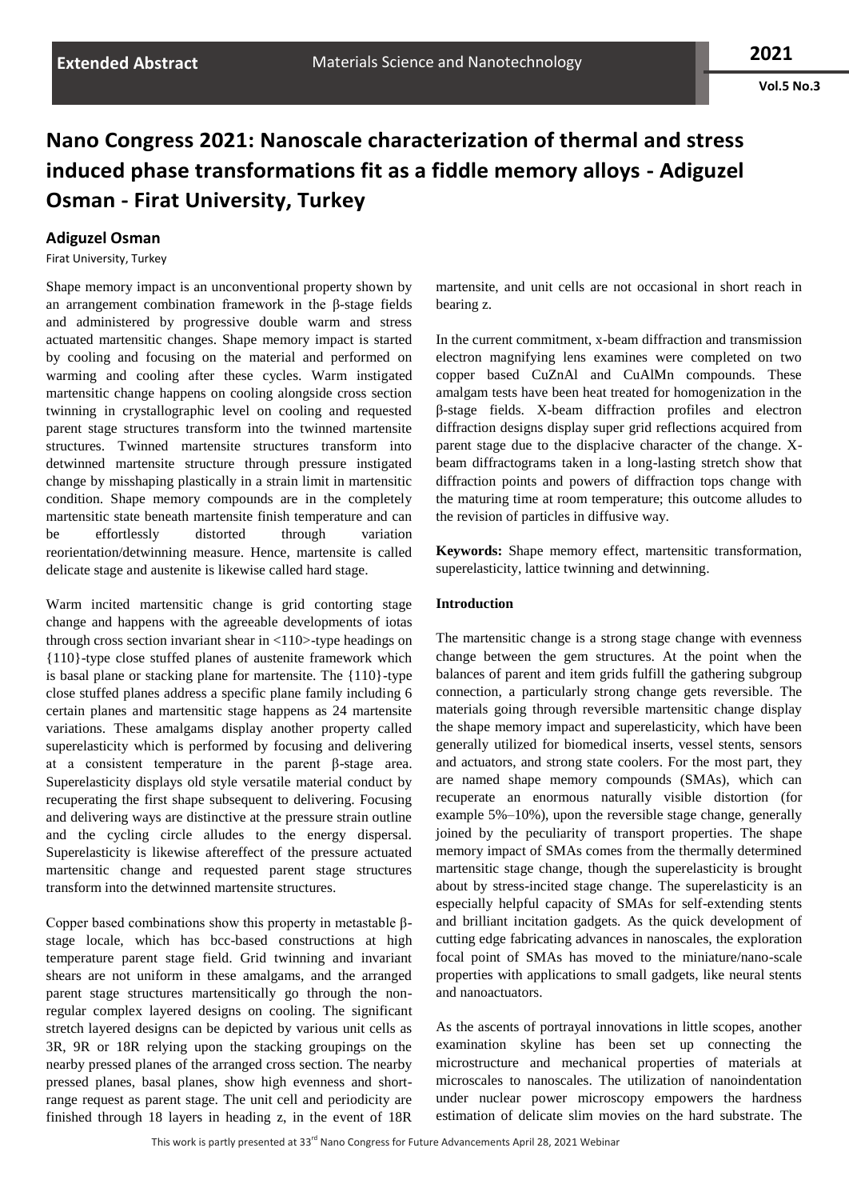# Nano Congress 2021: Nanoscale characterization of thermal and stress induced phase transformations fit as a fiddle memory alloys - Adiguzel Osman - Firat University, Turkey

**Adiguzel Osman**

Firat University, Turkey

Shape memory impact is an unconventional property shown by an arrangement combination framework in the β-stage fields and administered by progressive double warm and stress actuated martensitic changes. Shape memory impact is started by cooling and focusing on the material and performed on warming and cooling after these cycles. Warm instigated martensitic change happens on cooling alongside cross section twinning in crystallographic level on cooling and requested parent stage structures transform into the twinned martensite structures. Twinned martensite structures transform into detwinned martensite structure through pressure instigated change by misshaping plastically in a strain limit in martensitic condition. Shape memory compounds are in the completely martensitic state beneath martensite finish temperature and can be effortlessly distorted through variation reorientation/detwinning measure. Hence, martensite is called delicate stage and austenite is likewise called hard stage.

Warm incited martensitic change is grid contorting stage change and happens with the agreeable developments of iotas through cross section invariant shear in <110>-type headings on {110}-type close stuffed planes of austenite framework which is basal plane or stacking plane for martensite. The {110}-type close stuffed planes address a specific plane family including 6 certain planes and martensitic stage happens as 24 martensite variations. These amalgams display another property called superelasticity which is performed by focusing and delivering at a consistent temperature in the parent β-stage area. Superelasticity displays old style versatile material conduct by recuperating the first shape subsequent to delivering. Focusing and delivering ways are distinctive at the pressure strain outline and the cycling circle alludes to the energy dispersal. Superelasticity is likewise aftereffect of the pressure actuated martensitic change and requested parent stage structures transform into the detwinned martensite structures.

Copper based combinations show this property in metastable β-stage locale, which has bcc-based constructions at high temperature parent stage field. Grid twinning and invariant shears are not uniform in these amalgams, and the arranged parent stage structures martensitically go through the non-regular complex layered designs on cooling. The significant stretch layered designs can be depicted by various unit cells as 3R, 9R or 18R relying upon the stacking groupings on the nearby pressed planes of the arranged cross section. The nearby pressed planes, basal planes, show high evenness and short-range request as parent stage. The unit cell and periodicity are finished through 18 layers in heading z, in the event of 18R martensite, and unit cells are not occasional in short reach in bearing z.

In the current commitment, x-beam diffraction and transmission electron magnifying lens examines were completed on two copper based CuZnAl and CuAlMn compounds. These amalgam tests have been heat treated for homogenization in the β-stage fields. X-beam diffraction profiles and electron diffraction designs display super grid reflections acquired from parent stage due to the displacive character of the change. X-beam diffractograms taken in a long-lasting stretch show that diffraction points and powers of diffraction tops change with the maturing time at room temperature; this outcome alludes to the revision of particles in diffusive way.

**Keywords:** Shape memory effect, martensitic transformation, superelasticity, lattice twinning and detwinning.

**Introduction**

The martensitic change is a strong stage change with evenness change between the gem structures. At the point when the balances of parent and item grids fulfill the gathering subgroup connection, a particularly strong change gets reversible. The materials going through reversible martensitic change display the shape memory impact and superelasticity, which have been generally utilized for biomedical inserts, vessel stents, sensors and actuators, and strong state coolers. For the most part, they are named shape memory compounds (SMAs), which can recuperate an enormous naturally visible distortion (for example 5%–10%), upon the reversible stage change, generally joined by the peculiarity of transport properties. The shape memory impact of SMAs comes from the thermally determined martensitic stage change, though the superelasticity is brought about by stress-incited stage change. The superelasticity is an especially helpful capacity of SMAs for self-extending stents and brilliant incitation gadgets. As the quick development of cutting edge fabricating advances in nanoscales, the exploration focal point of SMAs has moved to the miniature/nano-scale properties with applications to small gadgets, like neural stents and nanoactuators.

As the ascents of portrayal innovations in little scopes, another examination skyline has been set up connecting the microstructure and mechanical properties of materials at microscales to nanoscales. The utilization of nanoindentation under nuclear power microscopy empowers the hardness estimation of delicate slim movies on the hard substrate. The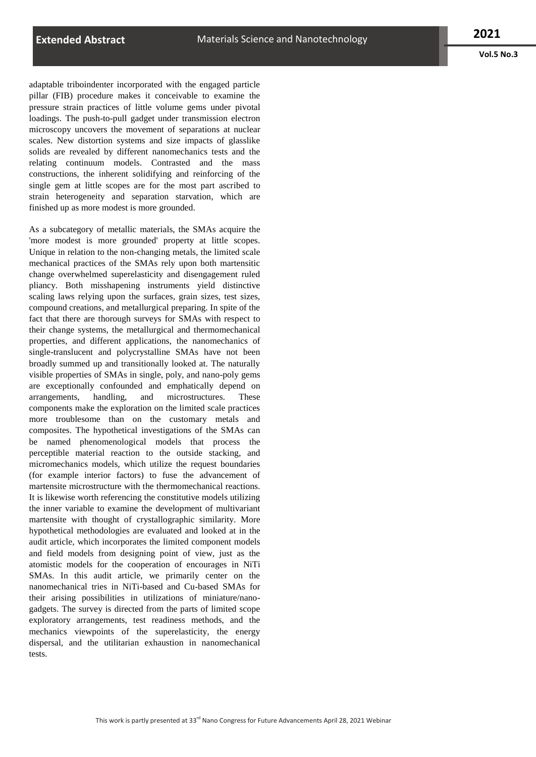adaptable triboindenter incorporated with the engaged particle pillar (FIB) procedure makes it conceivable to examine the pressure strain practices of little volume gems under pivotal loadings. The push-to-pull gadget under transmission electron microscopy uncovers the movement of separations at nuclear scales. New distortion systems and size impacts of glasslike solids are revealed by different nanomechanics tests and the relating continuum models. Contrasted and the mass constructions, the inherent solidifying and reinforcing of the single gem at little scopes are for the most part ascribed to strain heterogeneity and separation starvation, which are finished up as more modest is more grounded.

As a subcategory of metallic materials, the SMAs acquire the 'more modest is more grounded' property at little scopes. Unique in relation to the non-changing metals, the limited scale mechanical practices of the SMAs rely upon both martensitic change overwhelmed superelasticity and disengagement ruled pliancy. Both misshapening instruments yield distinctive scaling laws relying upon the surfaces, grain sizes, test sizes, compound creations, and metallurgical preparing. In spite of the fact that there are thorough surveys for SMAs with respect to their change systems, the metallurgical and thermomechanical properties, and different applications, the nanomechanics of single-translucent and polycrystalline SMAs have not been broadly summed up and transitionally looked at. The naturally visible properties of SMAs in single, poly, and nano-poly gems are exceptionally confounded and emphatically depend on arrangements, handling, and microstructures. These components make the exploration on the limited scale practices more troublesome than on the customary metals and composites. The hypothetical investigations of the SMAs can be named phenomenological models that process the perceptible material reaction to the outside stacking, and micromechanics models, which utilize the request boundaries (for example interior factors) to fuse the advancement of martensite microstructure with the thermomechanical reactions. It is likewise worth referencing the constitutive models utilizing the inner variable to examine the development of multivariant martensite with thought of crystallographic similarity. More hypothetical methodologies are evaluated and looked at in the audit article, which incorporates the limited component models and field models from designing point of view, just as the atomistic models for the cooperation of encourages in NiTi SMAs. In this audit article, we primarily center on the nanomechanical tries in NiTi-based and Cu-based SMAs for their arising possibilities in utilizations of miniature/nano-gadgets. The survey is directed from the parts of limited scope exploratory arrangements, test readiness methods, and the mechanics viewpoints of the superelasticity, the energy dispersal, and the utilitarian exhaustion in nanomechanical tests.